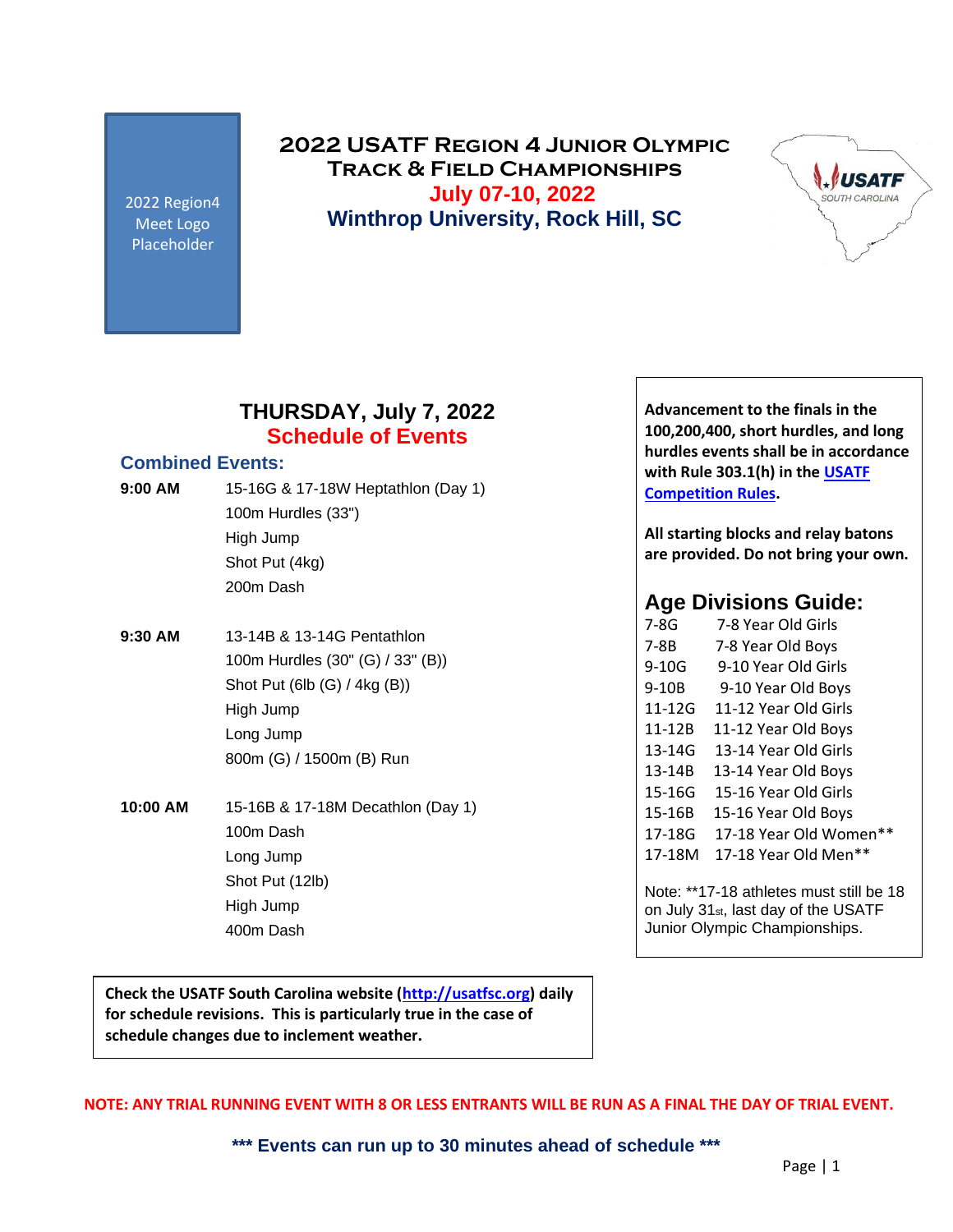2022 Region4 Meet Logo Placeholder

# 2022 USATF Region 4 Junior Olympic Track & Field Championships

**July 07-10, 2022**

**Winthrop University, Rock Hill, SC**

## THURSDAY, July 7, 2022

## Schedule of Events

### Combined Events:

| | |
|---|---|
| **9:00 AM** | 15-16G & 17-18W Heptathlon (Day 1) |
| | 100m Hurdles (33") |
| | High Jump |
| | Shot Put (4kg) |
| | 200m Dash |
| **9:30 AM** | 13-14B & 13-14G Pentathlon |
| | 100m Hurdles (30" (G) / 33" (B)) |
| | Shot Put (6lb (G) / 4kg (B)) |
| | High Jump |
| | Long Jump |
| | 800m (G) / 1500m (B) Run |
| **10:00 AM** | 15-16B & 17-18M Decathlon (Day 1) |
| | 100m Dash |
| | Long Jump |
| | Shot Put (12lb) |
| | High Jump |
| | 400m Dash |

**Check the USATF South Carolina website ([http://usatfsc.org](http://usatfsc.org)) daily for schedule revisions. This is particularly true in the case of schedule changes due to inclement weather.**

**Advancement to the finals in the 100,200,400, short hurdles, and long hurdles events shall be in accordance with Rule 303.1(h) in the [USATF Competition Rules](USATF Competition Rules).**

**All starting blocks and relay batons are provided. Do not bring your own.**

## Age Divisions Guide:

| | |
|---|---|
| 7-8G | 7-8 Year Old Girls |
| 7-8B | 7-8 Year Old Boys |
| 9-10G | 9-10 Year Old Girls |
| 9-10B | 9-10 Year Old Boys |
| 11-12G | 11-12 Year Old Girls |
| 11-12B | 11-12 Year Old Boys |
| 13-14G | 13-14 Year Old Girls |
| 13-14B | 13-14 Year Old Boys |
| 15-16G | 15-16 Year Old Girls |
| 15-16B | 15-16 Year Old Boys |
| 17-18G | 17-18 Year Old Women** |
| 17-18M | 17-18 Year Old Men** |

Note: **17-18 athletes must still be 18 on July 31st, last day of the USATF Junior Olympic Championships.

**NOTE: ANY TRIAL RUNNING EVENT WITH 8 OR LESS ENTRANTS WILL BE RUN AS A FINAL THE DAY OF TRIAL EVENT.**

**\*\*\* Events can run up to 30 minutes ahead of schedule \*\*\***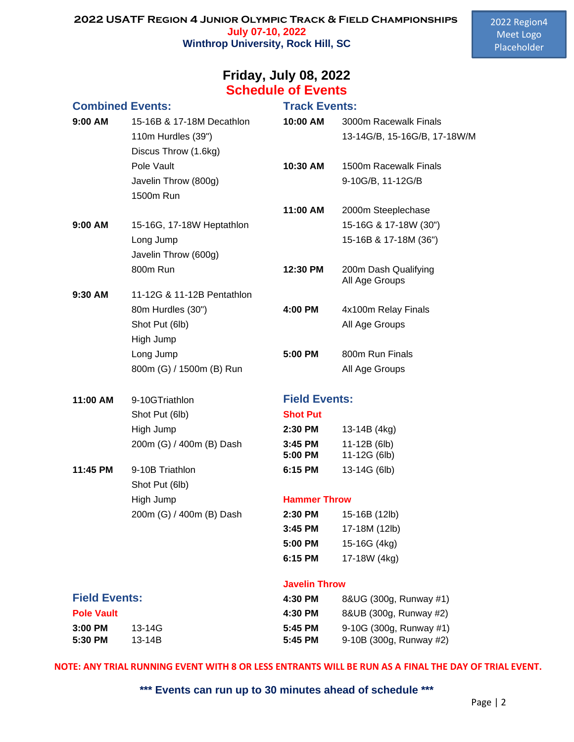# 2022 USATF Region 4 Junior Olympic Track & Field Championships

**July 07-10, 2022**

**Winthrop University, Rock Hill, SC**

2022 Region4 Meet Logo Placeholder

## Friday, July 08, 2022

## Schedule of Events

### Combined Events:

**9:00 AM** 15-16B & 17-18M Decathlon
- 110m Hurdles (39")
- Discus Throw (1.6kg)
- Pole Vault
- Javelin Throw (800g)
- 1500m Run

**9:00 AM** 15-16G, 17-18W Heptathlon
- Long Jump
- Javelin Throw (600g)
- 800m Run

**9:30 AM** 11-12G & 11-12B Pentathlon
- 80m Hurdles (30")
- Shot Put (6lb)
- High Jump
- Long Jump
- 800m (G) / 1500m (B) Run

**11:00 AM** 9-10GTriathlon
- Shot Put (6lb)
- High Jump
- 200m (G) / 400m (B) Dash

**11:45 PM** 9-10B Triathlon
- Shot Put (6lb)
- High Jump
- 200m (G) / 400m (B) Dash

### Field Events:

**Pole Vault**

| Time | Event |
|---|---|
| 3:00 PM | 13-14G |
| 5:30 PM | 13-14B |

### Track Events:

| Time | Event |
|---|---|
| 10:00 AM | 3000m Racewalk Finals<br>13-14G/B, 15-16G/B, 17-18W/M |
| 10:30 AM | 1500m Racewalk Finals<br>9-10G/B, 11-12G/B |
| 11:00 AM | 2000m Steeplechase<br>15-16G & 17-18W (30")<br>15-16B & 17-18M (36") |
| 12:30 PM | 200m Dash Qualifying<br>All Age Groups |
| 4:00 PM | 4x100m Relay Finals<br>All Age Groups |
| 5:00 PM | 800m Run Finals<br>All Age Groups |

### Field Events:

**Shot Put**

| Time | Event |
|---|---|
| 2:30 PM | 13-14B (4kg) |
| 3:45 PM | 11-12B (6lb) |
| 5:00 PM | 11-12G (6lb) |
| 6:15 PM | 13-14G (6lb) |

**Hammer Throw**

| Time | Event |
|---|---|
| 2:30 PM | 15-16B (12lb) |
| 3:45 PM | 17-18M (12lb) |
| 5:00 PM | 15-16G (4kg) |
| 6:15 PM | 17-18W (4kg) |

**Javelin Throw**

| Time | Event |
|---|---|
| 4:30 PM | 8&UG (300g, Runway #1) |
| 4:30 PM | 8&UB (300g, Runway #2) |
| 5:45 PM | 9-10G (300g, Runway #1) |
| 5:45 PM | 9-10B (300g, Runway #2) |

**NOTE: ANY TRIAL RUNNING EVENT WITH 8 OR LESS ENTRANTS WILL BE RUN AS A FINAL THE DAY OF TRIAL EVENT.**

**\*\*\* Events can run up to 30 minutes ahead of schedule \*\*\***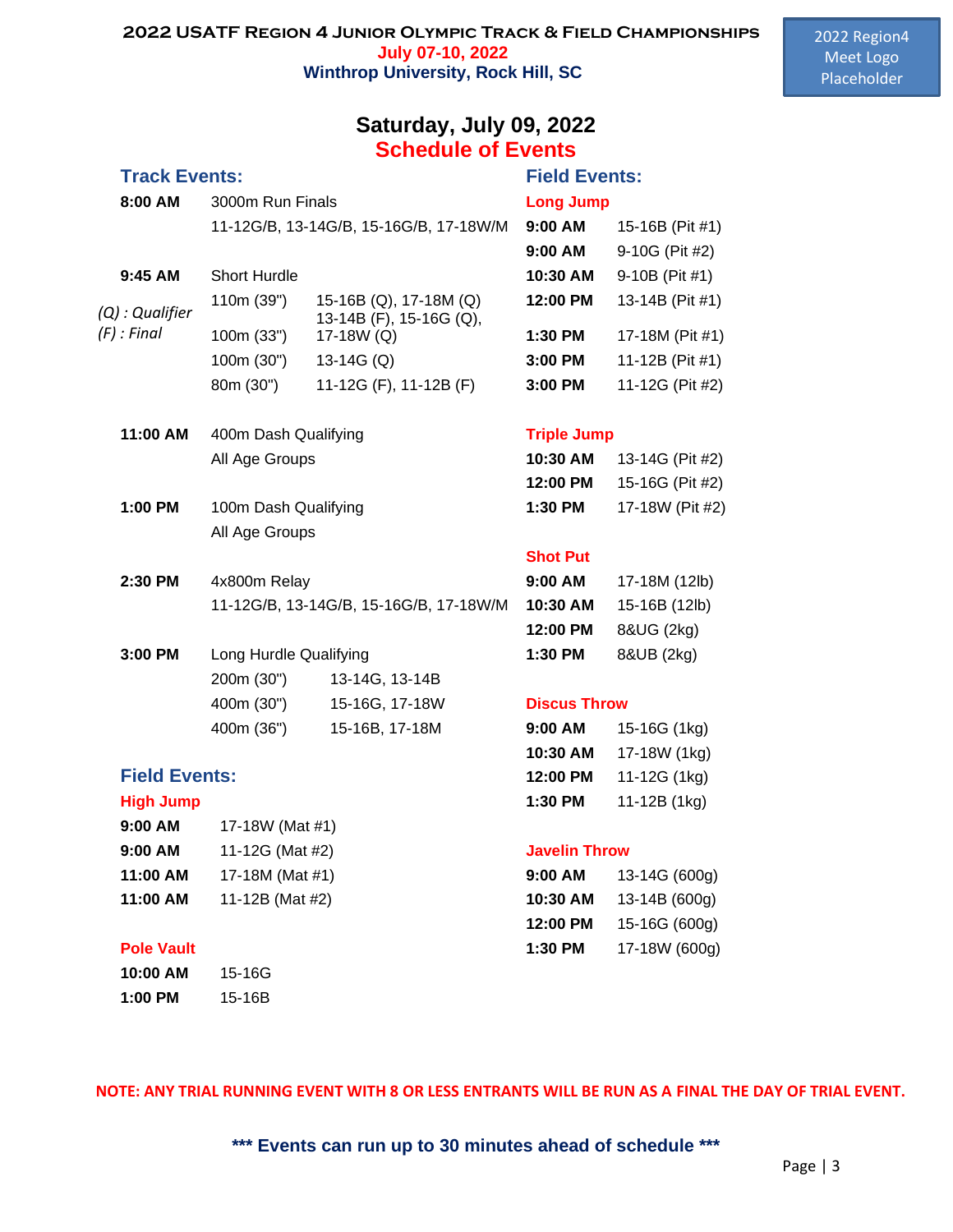# 2022 USATF Region 4 Junior Olympic Track & Field Championships

**July 07-10, 2022**

**Winthrop University, Rock Hill, SC**

2022 Region4 Meet Logo Placeholder

## Saturday, July 09, 2022

## Schedule of Events

### Track Events:

**8:00 AM** 3000m Run Finals
11-12G/B, 13-14G/B, 15-16G/B, 17-18W/M

**9:45 AM** Short Hurdle

*(Q) : Qualifier*
*(F) : Final*

| Distance | Groups |
|---|---|
| 110m (39") | 15-16B (Q), 17-18M (Q) |
| 100m (33") | 13-14B (F), 15-16G (Q), 17-18W (Q) |
| 100m (30") | 13-14G (Q) |
| 80m (30") | 11-12G (F), 11-12B (F) |

**11:00 AM** 400m Dash Qualifying
All Age Groups

**1:00 PM** 100m Dash Qualifying
All Age Groups

**2:30 PM** 4x800m Relay
11-12G/B, 13-14G/B, 15-16G/B, 17-18W/M

**3:00 PM** Long Hurdle Qualifying

| Distance | Groups |
|---|---|
| 200m (30") | 13-14G, 13-14B |
| 400m (30") | 15-16G, 17-18W |
| 400m (36") | 15-16B, 17-18M |

### Field Events:

**High Jump**

| Time | Event |
|---|---|
| 9:00 AM | 17-18W (Mat #1) |
| 9:00 AM | 11-12G (Mat #2) |
| 11:00 AM | 17-18M (Mat #1) |
| 11:00 AM | 11-12B (Mat #2) |

**Pole Vault**

| Time | Event |
|---|---|
| 10:00 AM | 15-16G |
| 1:00 PM | 15-16B |

### Field Events:

**Long Jump**

| Time | Event |
|---|---|
| 9:00 AM | 15-16B (Pit #1) |
| 9:00 AM | 9-10G (Pit #2) |
| 10:30 AM | 9-10B (Pit #1) |
| 12:00 PM | 13-14B (Pit #1) |
| 1:30 PM | 17-18M (Pit #1) |
| 3:00 PM | 11-12B (Pit #1) |
| 3:00 PM | 11-12G (Pit #2) |

**Triple Jump**

| Time | Event |
|---|---|
| 10:30 AM | 13-14G (Pit #2) |
| 12:00 PM | 15-16G (Pit #2) |
| 1:30 PM | 17-18W (Pit #2) |

**Shot Put**

| Time | Event |
|---|---|
| 9:00 AM | 17-18M (12lb) |
| 10:30 AM | 15-16B (12lb) |
| 12:00 PM | 8&UG (2kg) |
| 1:30 PM | 8&UB (2kg) |

**Discus Throw**

| Time | Event |
|---|---|
| 9:00 AM | 15-16G (1kg) |
| 10:30 AM | 17-18W (1kg) |
| 12:00 PM | 11-12G (1kg) |
| 1:30 PM | 11-12B (1kg) |

**Javelin Throw**

| Time | Event |
|---|---|
| 9:00 AM | 13-14G (600g) |
| 10:30 AM | 13-14B (600g) |
| 12:00 PM | 15-16G (600g) |
| 1:30 PM | 17-18W (600g) |

**NOTE: ANY TRIAL RUNNING EVENT WITH 8 OR LESS ENTRANTS WILL BE RUN AS A FINAL THE DAY OF TRIAL EVENT.**

**\*\*\* Events can run up to 30 minutes ahead of schedule \*\*\***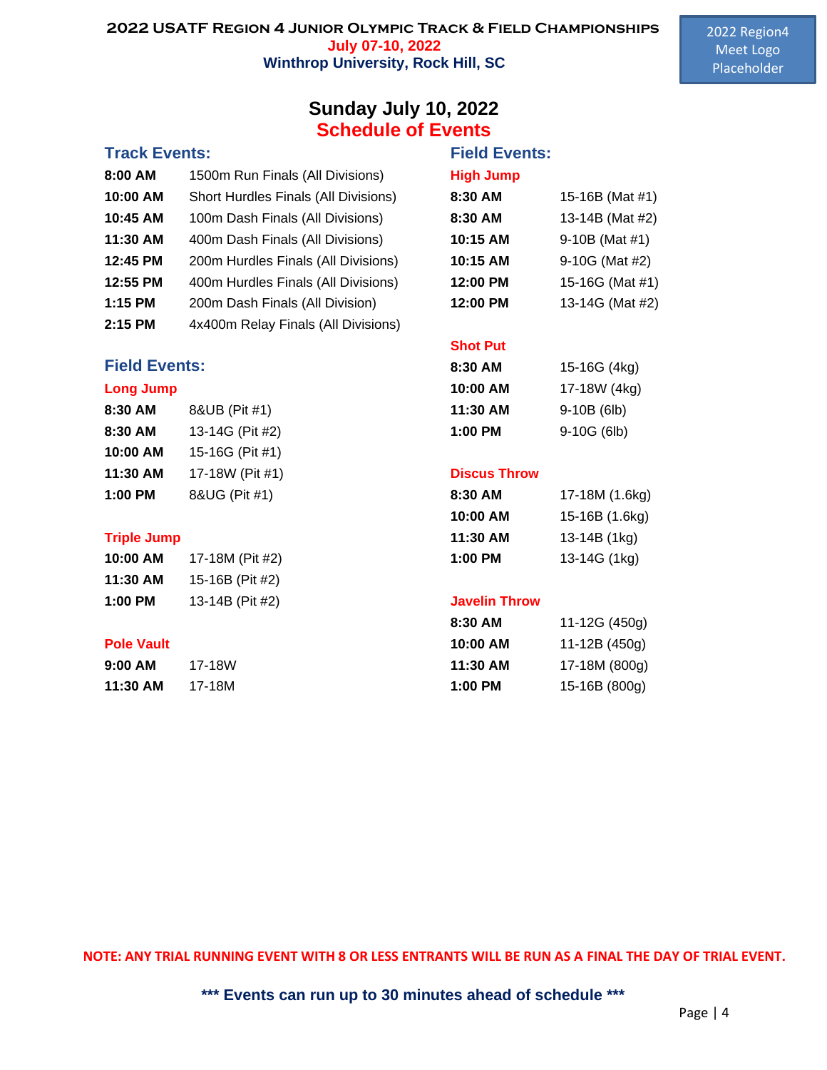**2022 USATF Region 4 Junior Olympic Track & Field Championships**
**July 07-10, 2022**
**Winthrop University, Rock Hill, SC**

2022 Region4 Meet Logo Placeholder

## Sunday July 10, 2022
## Schedule of Events

### Track Events:

| | |
|---|---|
| **8:00 AM** | 1500m Run Finals (All Divisions) |
| **10:00 AM** | Short Hurdles Finals (All Divisions) |
| **10:45 AM** | 100m Dash Finals (All Divisions) |
| **11:30 AM** | 400m Dash Finals (All Divisions) |
| **12:45 PM** | 200m Hurdles Finals (All Divisions) |
| **12:55 PM** | 400m Hurdles Finals (All Divisions) |
| **1:15 PM** | 200m Dash Finals (All Division) |
| **2:15 PM** | 4x400m Relay Finals (All Divisions) |

### Field Events:

**Long Jump**

| | |
|---|---|
| **8:30 AM** | 8&UB (Pit #1) |
| **8:30 AM** | 13-14G (Pit #2) |
| **10:00 AM** | 15-16G (Pit #1) |
| **11:30 AM** | 17-18W (Pit #1) |
| **1:00 PM** | 8&UG (Pit #1) |

**Triple Jump**

| | |
|---|---|
| **10:00 AM** | 17-18M (Pit #2) |
| **11:30 AM** | 15-16B (Pit #2) |
| **1:00 PM** | 13-14B (Pit #2) |

**Pole Vault**

| | |
|---|---|
| **9:00 AM** | 17-18W |
| **11:30 AM** | 17-18M |

### Field Events:

**High Jump**

| | |
|---|---|
| **8:30 AM** | 15-16B (Mat #1) |
| **8:30 AM** | 13-14B (Mat #2) |
| **10:15 AM** | 9-10B (Mat #1) |
| **10:15 AM** | 9-10G (Mat #2) |
| **12:00 PM** | 15-16G (Mat #1) |
| **12:00 PM** | 13-14G (Mat #2) |

**Shot Put**

| | |
|---|---|
| **8:30 AM** | 15-16G (4kg) |
| **10:00 AM** | 17-18W (4kg) |
| **11:30 AM** | 9-10B (6lb) |
| **1:00 PM** | 9-10G (6lb) |

**Discus Throw**

| | |
|---|---|
| **8:30 AM** | 17-18M (1.6kg) |
| **10:00 AM** | 15-16B (1.6kg) |
| **11:30 AM** | 13-14B (1kg) |
| **1:00 PM** | 13-14G (1kg) |

**Javelin Throw**

| | |
|---|---|
| **8:30 AM** | 11-12G (450g) |
| **10:00 AM** | 11-12B (450g) |
| **11:30 AM** | 17-18M (800g) |
| **1:00 PM** | 15-16B (800g) |

**NOTE: ANY TRIAL RUNNING EVENT WITH 8 OR LESS ENTRANTS WILL BE RUN AS A FINAL THE DAY OF TRIAL EVENT.**

**\*\*\* Events can run up to 30 minutes ahead of schedule \*\*\***